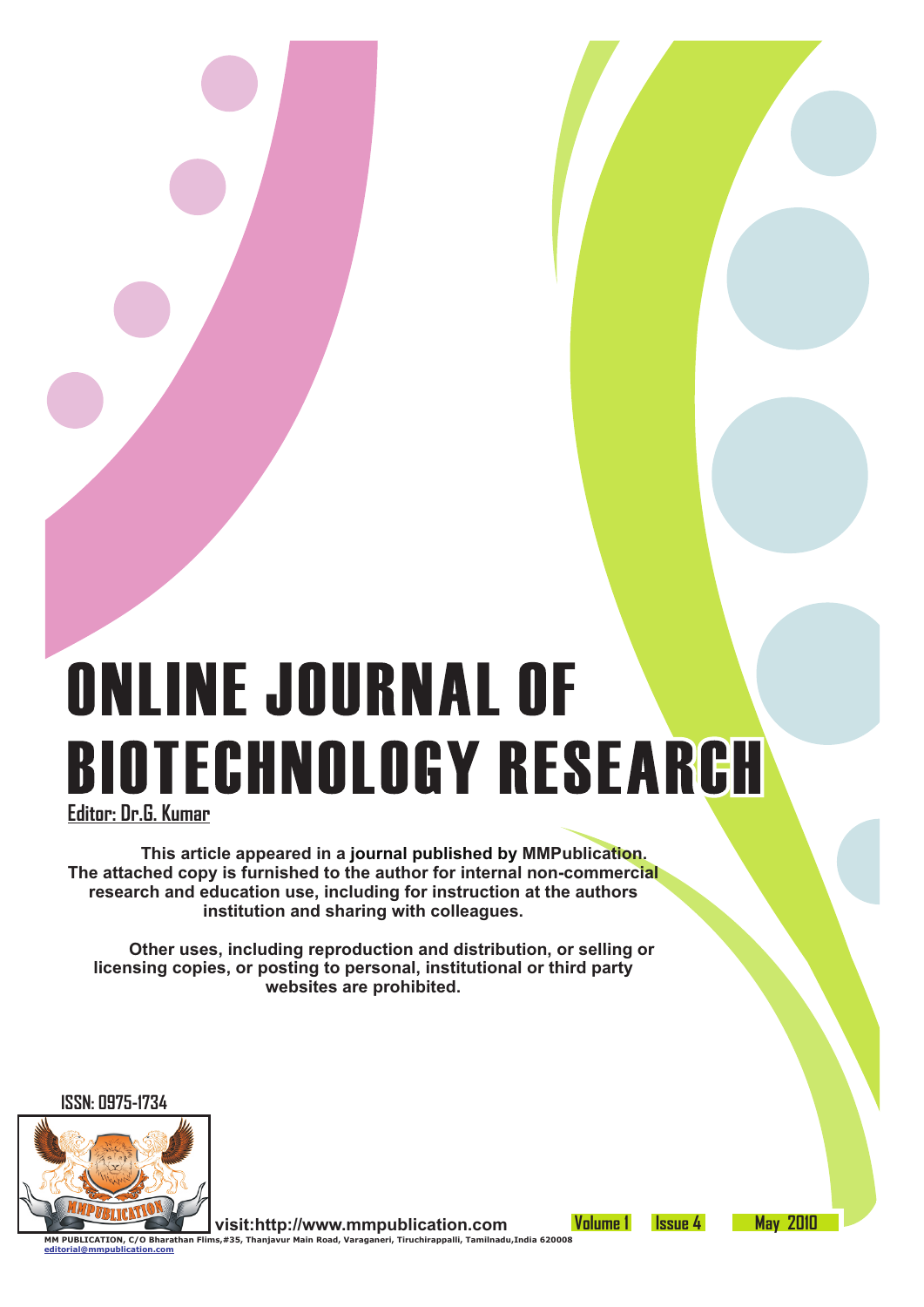# ONLINE JOURNAL OF BIOTECHNOLOGY RESEARCH

**Editor: Dr.G. Kumar**

**This article appeared in a journal published by MMPublication. The attached copy is furnished to the author for internal non-commercial research and education use, including for instruction at the authors institution and sharing with colleagues.**

**Other uses, including reproduction and distribution, or selling or licensing copies, or posting to personal, institutional or third party websites are prohibited.**

**ISSN: 0975-1734**

**visit:http://www.mmpublication.com**

**Volume 1** **Issue 4** **May 2010**

**MM PUBLICATION, C/O Bharathan Flims,#35, Thanjavur Main Road, Varaganeri, Tiruchirappalli, Tamilnadu,India 620008**
editorial@mmpublication.com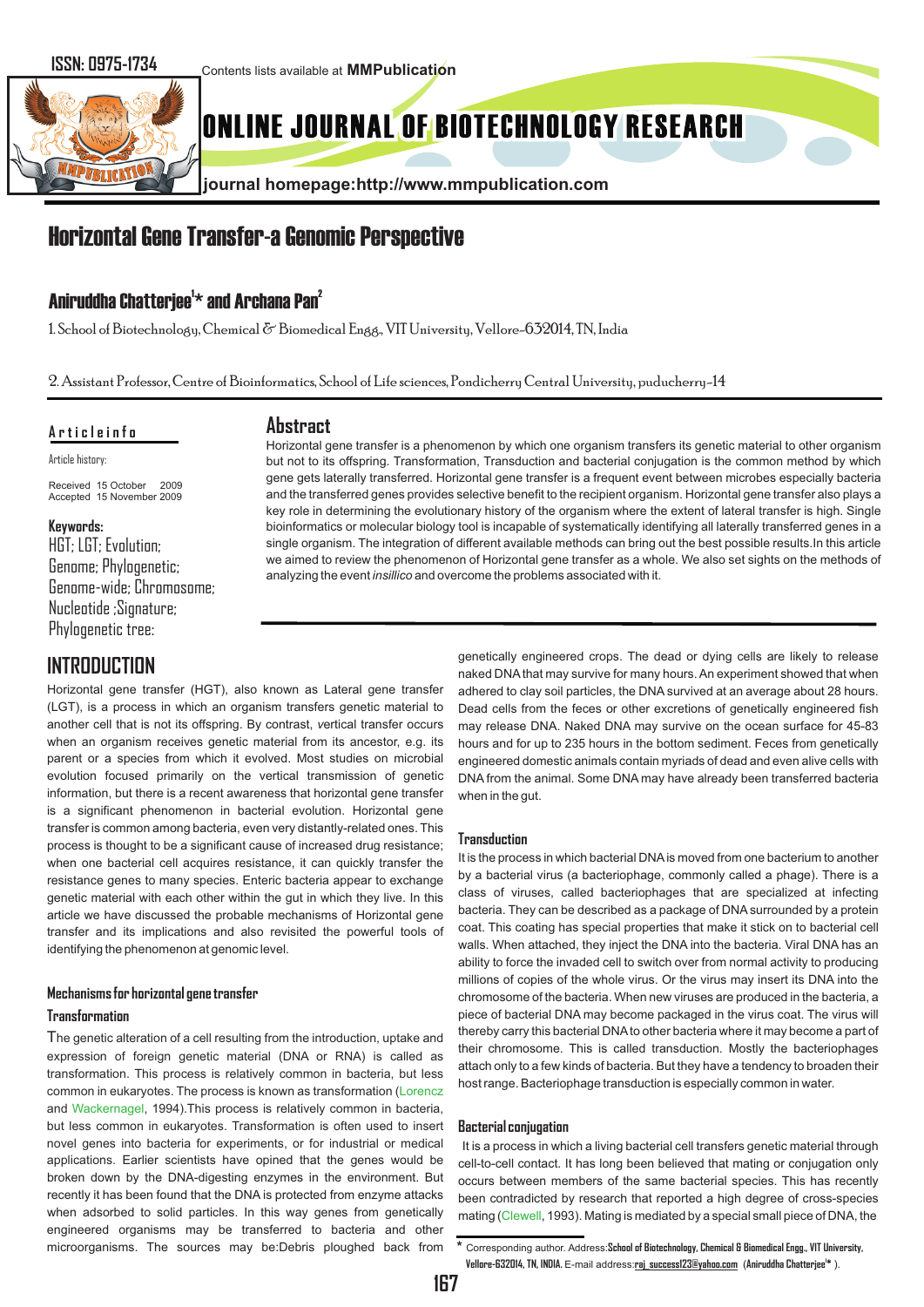ISSN: 0975-1734

Contents lists available at **MMPublication**

# ONLINE JOURNAL OF BIOTECHNOLOGY RESEARCH

journal homepage:http://www.mmpublication.com

# Horizontal Gene Transfer-a Genomic Perspective

## Aniruddha Chatterjee[1]* and Archana Pan[2]

1. School of Biotechnology, Chemical & Biomedical Engg., VIT University, Vellore-632014, TN, India

2. Assistant Professor, Centre of Bioinformatics, School of Life sciences, Pondicherry Central University, puducherry-14

**Article info**

Article history:

Received 15 October 2009
Accepted 15 November 2009

**Keywords:**
HGT; LGT; Evolution; Genome; Phylogenetic; Genome-wide; Chromosome; Nucleotide ;Signature; Phylogenetic tree:

## Abstract

Horizontal gene transfer is a phenomenon by which one organism transfers its genetic material to other organism but not to its offspring. Transformation, Transduction and bacterial conjugation is the common method by which gene gets laterally transferred. Horizontal gene transfer is a frequent event between microbes especially bacteria and the transferred genes provides selective benefit to the recipient organism. Horizontal gene transfer also plays a key role in determining the evolutionary history of the organism where the extent of lateral transfer is high. Single bioinformatics or molecular biology tool is incapable of systematically identifying all laterally transferred genes in a single organism. The integration of different available methods can bring out the best possible results.In this article we aimed to review the phenomenon of Horizontal gene transfer as a whole. We also set sights on the methods of analyzing the event *insillico* and overcome the problems associated with it.

## INTRODUCTION

Horizontal gene transfer (HGT), also known as Lateral gene transfer (LGT), is a process in which an organism transfers genetic material to another cell that is not its offspring. By contrast, *v*ertical transfer occurs when an organism receives genetic material from its ancestor, e.g. its parent or a species from which it evolved. Most studies on microbial evolution focused primarily on the vertical transmission of genetic information, but there is a recent awareness that horizontal gene transfer is a significant phenomenon in bacterial evolution. Horizontal gene transfer is common among bacteria, even very distantly-related ones. This process is thought to be a significant cause of increased drug resistance; when one bacterial cell acquires resistance, it can quickly transfer the resistance genes to many species. Enteric bacteria appear to exchange genetic material with each other within the gut in which they live. In this article we have discussed the probable mechanisms of Horizontal gene transfer and its implications and also revisited the powerful tools of identifying the phenomenon at genomic level.

### Mechanisms for horizontal gene transfer

#### Transformation

The genetic alteration of a cell resulting from the introduction, uptake and expression of foreign genetic material (DNA or RNA) is called as transformation. This process is relatively common in bacteria, but less common in eukaryotes. The process is known as transformation (Lorencz and Wackernagel, 1994).This process is relatively common in bacteria, but less common in eukaryotes. Transformation is often used to insert novel genes into bacteria for experiments, or for industrial or medical applications. Earlier scientists have opined that the genes would be broken down by the DNA-digesting enzymes in the environment. But recently it has been found that the DNA is protected from enzyme attacks when adsorbed to solid particles. In this way genes from genetically engineered organisms may be transferred to bacteria and other microorganisms. The sources may be:Debris ploughed back from genetically engineered crops. The dead or dying cells are likely to release naked DNA that may survive for many hours. An experiment showed that when adhered to clay soil particles, the DNA survived at an average about 28 hours. Dead cells from the feces or other excretions of genetically engineered fish may release DNA. Naked DNA may survive on the ocean surface for 45-83 hours and for up to 235 hours in the bottom sediment. Feces from genetically engineered domestic animals contain myriads of dead and even alive cells with DNA from the animal. Some DNA may have already been transferred bacteria when in the gut.

#### Transduction

It is the process in which bacterial DNA is moved from one bacterium to another by a bacterial virus (a bacteriophage, commonly called a phage). There is a class of viruses, called bacteriophages that are specialized at infecting bacteria. They can be described as a package of DNA surrounded by a protein coat. This coating has special properties that make it stick on to bacterial cell walls. When attached, they inject the DNA into the bacteria. Viral DNA has an ability to force the invaded cell to switch over from normal activity to producing millions of copies of the whole virus. Or the virus may insert its DNA into the chromosome of the bacteria. When new viruses are produced in the bacteria, a piece of bacterial DNA may become packaged in the virus coat. The virus will thereby carry this bacterial DNA to other bacteria where it may become a part of their chromosome. This is called transduction. Mostly the bacteriophages attach only to a few kinds of bacteria. But they have a tendency to broaden their host range. Bacteriophage transduction is especially common in water.

#### Bacterial conjugation

It is a process in which a living bacterial cell transfers genetic material through cell-to-cell contact. It has long been believed that mating or conjugation only occurs between members of the same bacterial species. This has recently been contradicted by research that reported a high degree of cross-species mating (Clewell, 1993). Mating is mediated by a special small piece of DNA, the

* Corresponding author. Address:School of Biotechnology, Chemical & Biomedical Engg., VIT University, Vellore-632014, TN, INDIA. E-mail address:raj_success123@yahoo.com (Aniruddha Chatterjee* ).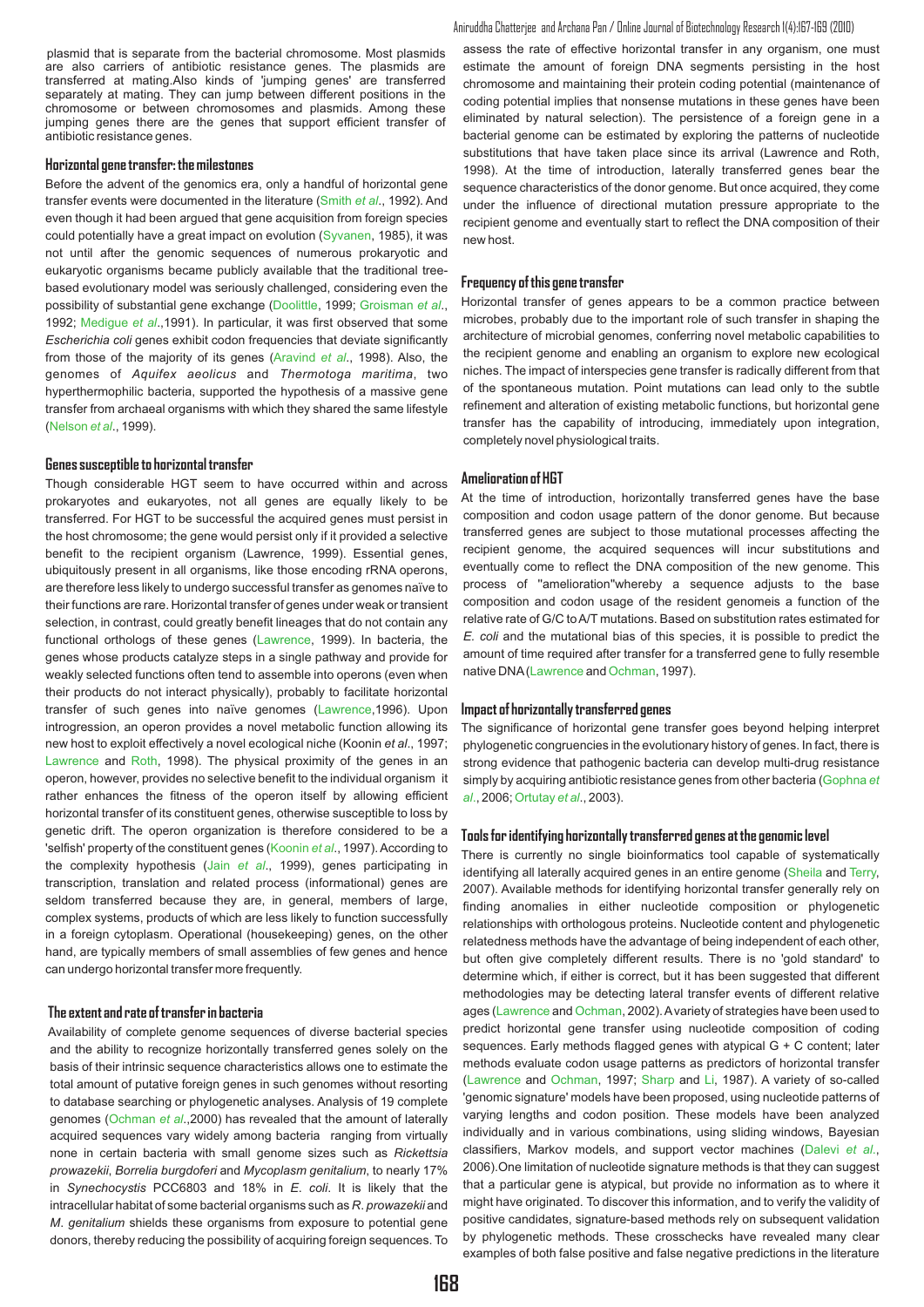plasmid that is separate from the bacterial chromosome. Most plasmids are also carriers of antibiotic resistance genes. The plasmids are transferred at mating.Also kinds of 'jumping genes' are transferred separately at mating. They can jump between different positions in the chromosome or between chromosomes and plasmids. Among these jumping genes there are the genes that support efficient transfer of antibiotic resistance genes.

## Horizontal gene transfer: the milestones

Before the advent of the genomics era, only a handful of horizontal gene transfer events were documented in the literature (Smith *et al*., 1992). And even though it had been argued that gene acquisition from foreign species could potentially have a great impact on evolution (Syvanen, 1985), it was not until after the genomic sequences of numerous prokaryotic and eukaryotic organisms became publicly available that the traditional tree-based evolutionary model was seriously challenged, considering even the possibility of substantial gene exchange (Doolittle, 1999; Groisman *et al*., 1992; Medigue *et al*.,1991). In particular, it was first observed that some *Escherichia coli* genes exhibit codon frequencies that deviate significantly from those of the majority of its genes (Aravind *et al*., 1998). Also, the genomes of *Aquifex aeolicus* and *Thermotoga maritima*, two hyperthermophilic bacteria, supported the hypothesis of a massive gene transfer from archaeal organisms with which they shared the same lifestyle (Nelson *et al*., 1999).

## Genes susceptible to horizontal transfer

Though considerable HGT seem to have occurred within and across prokaryotes and eukaryotes, not all genes are equally likely to be transferred. For HGT to be successful the acquired genes must persist in the host chromosome; the gene would persist only if it provided a selective benefit to the recipient organism (Lawrence, 1999). Essential genes, ubiquitously present in all organisms, like those encoding rRNA operons, are therefore less likely to undergo successful transfer as genomes naïve to their functions are rare. Horizontal transfer of genes under weak or transient selection, in contrast, could greatly benefit lineages that do not contain any functional orthologs of these genes (Lawrence, 1999). In bacteria, the genes whose products catalyze steps in a single pathway and provide for weakly selected functions often tend to assemble into operons (even when their products do not interact physically), probably to facilitate horizontal transfer of such genes into naïve genomes (Lawrence,1996). Upon introgression, an operon provides a novel metabolic function allowing its new host to exploit effectively a novel ecological niche (Koonin *et al*., 1997; Lawrence and Roth, 1998). The physical proximity of the genes in an operon, however, provides no selective benefit to the individual organism it rather enhances the fitness of the operon itself by allowing efficient horizontal transfer of its constituent genes, otherwise susceptible to loss by genetic drift. The operon organization is therefore considered to be a 'selfish' property of the constituent genes (Koonin *et al*., 1997). According to the complexity hypothesis (Jain *et al*., 1999), genes participating in transcription, translation and related process (informational) genes are seldom transferred because they are, in general, members of large, complex systems, products of which are less likely to function successfully in a foreign cytoplasm. Operational (housekeeping) genes, on the other hand, are typically members of small assemblies of few genes and hence can undergo horizontal transfer more frequently.

## The extent and rate of transfer in bacteria

Availability of complete genome sequences of diverse bacterial species and the ability to recognize horizontally transferred genes solely on the basis of their intrinsic sequence characteristics allows one to estimate the total amount of putative foreign genes in such genomes without resorting to database searching or phylogenetic analyses. Analysis of 19 complete genomes (Ochman *et al*.,2000) has revealed that the amount of laterally acquired sequences vary widely among bacteria ranging from virtually none in certain bacteria with small genome sizes such as *Rickettsia prowazekii*, *Borrelia burgdoferi* and *Mycoplasm genitalium*, to nearly 17% in *Synechocystis* PCC6803 and 18% in *E. coli*. It is likely that the intracellular habitat of some bacterial organisms such as *R. prowazekii* and *M. genitalium* shields these organisms from exposure to potential gene donors, thereby reducing the possibility of acquiring foreign sequences. To assess the rate of effective horizontal transfer in any organism, one must estimate the amount of foreign DNA segments persisting in the host chromosome and maintaining their protein coding potential (maintenance of coding potential implies that nonsense mutations in these genes have been eliminated by natural selection). The persistence of a foreign gene in a bacterial genome can be estimated by exploring the patterns of nucleotide substitutions that have taken place since its arrival (Lawrence and Roth, 1998). At the time of introduction, laterally transferred genes bear the sequence characteristics of the donor genome. But once acquired, they come under the influence of directional mutation pressure appropriate to the recipient genome and eventually start to reflect the DNA composition of their new host.

## Frequency of this gene transfer

Horizontal transfer of genes appears to be a common practice between microbes, probably due to the important role of such transfer in shaping the architecture of microbial genomes, conferring novel metabolic capabilities to the recipient genome and enabling an organism to explore new ecological niches. The impact of interspecies gene transfer is radically different from that of the spontaneous mutation. Point mutations can lead only to the subtle refinement and alteration of existing metabolic functions, but horizontal gene transfer has the capability of introducing, immediately upon integration, completely novel physiological traits.

## Amelioration of HGT

At the time of introduction, horizontally transferred genes have the base composition and codon usage pattern of the donor genome. But because transferred genes are subject to those mutational processes affecting the recipient genome, the acquired sequences will incur substitutions and eventually come to reflect the DNA composition of the new genome. This process of "amelioration"whereby a sequence adjusts to the base composition and codon usage of the resident genomeis a function of the relative rate of G/C to A/T mutations. Based on substitution rates estimated for *E. coli* and the mutational bias of this species, it is possible to predict the amount of time required after transfer for a transferred gene to fully resemble native DNA (Lawrence and Ochman, 1997).

## Impact of horizontally transferred genes

The significance of horizontal gene transfer goes beyond helping interpret phylogenetic congruencies in the evolutionary history of genes. In fact, there is strong evidence that pathogenic bacteria can develop multi-drug resistance simply by acquiring antibiotic resistance genes from other bacteria (Gophna *et al*., 2006; Ortutay *et al*., 2003).

## Tools for identifying horizontally transferred genes at the genomic level

There is currently no single bioinformatics tool capable of systematically identifying all laterally acquired genes in an entire genome (Sheila and Terry, 2007). Available methods for identifying horizontal transfer generally rely on finding anomalies in either nucleotide composition or phylogenetic relationships with orthologous proteins. Nucleotide content and phylogenetic relatedness methods have the advantage of being independent of each other, but often give completely different results. There is no 'gold standard' to determine which, if either is correct, but it has been suggested that different methodologies may be detecting lateral transfer events of different relative ages (Lawrence and Ochman, 2002). A variety of strategies have been used to predict horizontal gene transfer using nucleotide composition of coding sequences. Early methods flagged genes with atypical G + C content; later methods evaluate codon usage patterns as predictors of horizontal transfer (Lawrence and Ochman, 1997; Sharp and Li, 1987). A variety of so-called 'genomic signature' models have been proposed, using nucleotide patterns of varying lengths and codon position. These models have been analyzed individually and in various combinations, using sliding windows, Bayesian classifiers, Markov models, and support vector machines (Dalevi *et al*., 2006).One limitation of nucleotide signature methods is that they can suggest that a particular gene is atypical, but provide no information as to where it might have originated. To discover this information, and to verify the validity of positive candidates, signature-based methods rely on subsequent validation by phylogenetic methods. These crosschecks have revealed many clear examples of both false positive and false negative predictions in the literature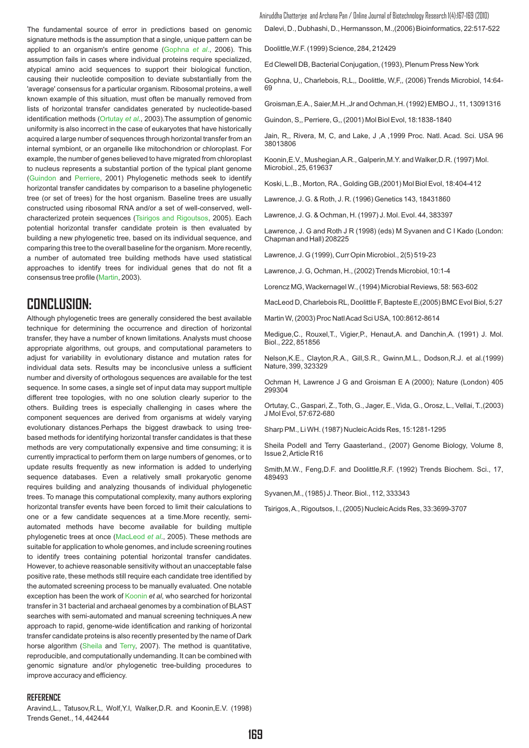The fundamental source of error in predictions based on genomic signature methods is the assumption that a single, unique pattern can be applied to an organism's entire genome (Gophna *et al*., 2006). This assumption fails in cases where individual proteins require specialized, atypical amino acid sequences to support their biological function, causing their nucleotide composition to deviate substantially from the 'average' consensus for a particular organism. Ribosomal proteins, a well known example of this situation, must often be manually removed from lists of horizontal transfer candidates generated by nucleotide-based identification methods (Ortutay *et al*., 2003).The assumption of genomic uniformity is also incorrect in the case of eukaryotes that have historically acquired a large number of sequences through horizontal transfer from an internal symbiont, or an organelle like mitochondrion or chloroplast. For example, the number of genes believed to have migrated from chloroplast to nucleus represents a substantial portion of the typical plant genome (Guindon and Perriere, 2001) Phylogenetic methods seek to identify horizontal transfer candidates by comparison to a baseline phylogenetic tree (or set of trees) for the host organism. Baseline trees are usually constructed using ribosomal RNA and/or a set of well-conserved, well-characterized protein sequences (Tsirigos and Rigoutsos, 2005). Each potential horizontal transfer candidate protein is then evaluated by building a new phylogenetic tree, based on its individual sequence, and comparing this tree to the overall baseline for the organism. More recently, a number of automated tree building methods have used statistical approaches to identify trees for individual genes that do not fit a consensus tree profile (Martin, 2003).

## CONCLUSION:

Although phylogenetic trees are generally considered the best available technique for determining the occurrence and direction of horizontal transfer, they have a number of known limitations. Analysts must choose appropriate algorithms, out groups, and computational parameters to adjust for variability in evolutionary distance and mutation rates for individual data sets. Results may be inconclusive unless a sufficient number and diversity of orthologous sequences are available for the test sequence. In some cases, a single set of input data may support multiple different tree topologies, with no one solution clearly superior to the others. Building trees is especially challenging in cases where the component sequences are derived from organisms at widely varying evolutionary distances.Perhaps the biggest drawback to using tree-based methods for identifying horizontal transfer candidates is that these methods are very computationally expensive and time consuming; it is currently impractical to perform them on large numbers of genomes, or to update results frequently as new information is added to underlying sequence databases. Even a relatively small prokaryotic genome requires building and analyzing thousands of individual phylogenetic trees. To manage this computational complexity, many authors exploring horizontal transfer events have been forced to limit their calculations to one or a few candidate sequences at a time.More recently, semi-automated methods have become available for building multiple phylogenetic trees at once (MacLeod *et al*., 2005). These methods are suitable for application to whole genomes, and include screening routines to identify trees containing potential horizontal transfer candidates. However, to achieve reasonable sensitivity without an unacceptable false positive rate, these methods still require each candidate tree identified by the automated screening process to be manually evaluated. One notable exception has been the work of Koonin *et al*, who searched for horizontal transfer in 31 bacterial and archaeal genomes by a combination of BLAST searches with semi-automated and manual screening techniques.A new approach to rapid, genome-wide identification and ranking of horizontal transfer candidate proteins is also recently presented by the name of Dark horse algorithm (Sheila and Terry, 2007). The method is quantitative, reproducible, and computationally undemanding. It can be combined with genomic signature and/or phylogenetic tree-building procedures to improve accuracy and efficiency.

### REFERENCE

Aravind,L., Tatusov,R.L, Wolf,Y.I, Walker,D.R. and Koonin,E.V. (1998) Trends Genet., 14, 442444

Dalevi, D., Dubhashi, D., Hermansson, M.,(2006) Bioinformatics, 22:517-522

Doolittle,W.F. (1999) Science, 284, 212429

Ed Clewell DB, Bacterial Conjugation, (1993), Plenum Press New York

Gophna, U,, Charlebois, R,L,, Doolittle, W,F,, (2006) Trends Microbiol, 14:64-69

Groisman,E.A., Saier,M.H.,Jr and Ochman,H. (1992) EMBO J., 11, 13091316

Guindon, S,, Perriere, G,, (2001) Mol Biol Evol, 18:1838-1840

Jain, R,, Rivera, M, C, and Lake, J ,A ,1999 Proc. Natl. Acad. Sci. USA 96 38013806

Koonin,E.V., Mushegian,A.R., Galperin,M.Y. and Walker,D.R. (1997) Mol. Microbiol., 25, 619637

Koski, L.,B., Morton, RA., Golding GB,(2001) Mol Biol Evol, 18:404-412

Lawrence, J. G. & Roth, J. R. (1996) Genetics 143, 18431860

Lawrence, J. G. & Ochman, H. (1997) J. Mol. Evol. 44, 383397

Lawrence, J. G and Roth J R (1998) (eds) M Syvanen and C I Kado (London: Chapman and Hall) 208225

Lawrence, J. G (1999), Curr Opin Microbiol., 2(5) 519-23

Lawrence, J. G, Ochman, H., (2002) Trends Microbiol, 10:1-4

Lorencz MG, Wackernagel W., (1994) Microbial Reviews, 58: 563-602

MacLeod D, Charlebois RL, Doolittle F, Bapteste E,(2005) BMC Evol Biol, 5:27

Martin W, (2003) Proc Natl Acad Sci USA, 100:8612-8614

Medigue,C., Rouxel,T., Vigier,P., Henaut,A. and Danchin,A. (1991) J. Mol. Biol., 222, 851856

Nelson,K.E., Clayton,R.A., Gill,S.R., Gwinn,M.L., Dodson,R.J. et al.(1999) Nature, 399, 323329

Ochman H, Lawrence J G and Groisman E A (2000); Nature (London) 405 299304

Ortutay, C., Gaspari, Z., Toth, G., Jager, E., Vida, G., Orosz, L., Vellai, T.,(2003) J Mol Evol, 57:672-680

Sharp PM., Li WH. (1987) Nucleic Acids Res, 15:1281-1295

Sheila Podell and Terry Gaasterland., (2007) Genome Biology, Volume 8, Issue 2, Article R16

Smith,M.W., Feng,D.F. and Doolittle,R.F. (1992) Trends Biochem. Sci., 17, 489493

Syvanen,M., (1985) J. Theor. Biol., 112, 333343

Tsirigos, A., Rigoutsos, I., (2005) Nucleic Acids Res, 33:3699-3707